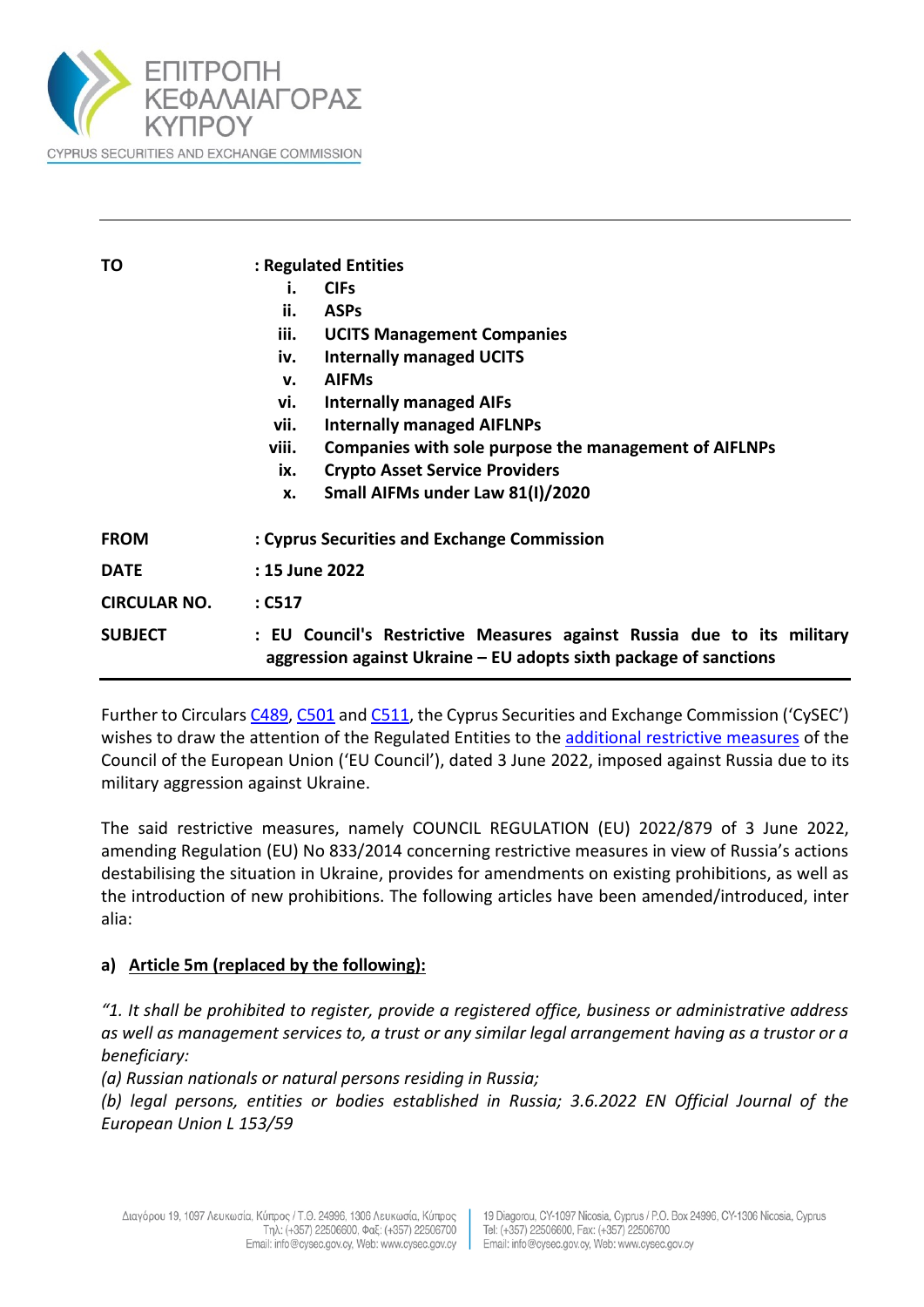ΕΠΙΤΡΟΠΗ ΚΕΦΑΛΑΙΑΓΟΡΑΣ ΚΥΠΡΟΥ

CYPRUS SECURITIES AND EXCHANGE COMMISSION

| | |
|---|---|
| **TO** | **: Regulated Entities** |
| | **i. CIFs** |
| | **ii. ASPs** |
| | **iii. UCITS Management Companies** |
| | **iv. Internally managed UCITS** |
| | **v. AIFMs** |
| | **vi. Internally managed AIFs** |
| | **vii. Internally managed AIFLNPs** |
| | **viii. Companies with sole purpose the management of AIFLNPs** |
| | **ix. Crypto Asset Service Providers** |
| | **x. Small AIFMs under Law 81(I)/2020** |
| **FROM** | **: Cyprus Securities and Exchange Commission** |
| **DATE** | **: 15 June 2022** |
| **CIRCULAR NO.** | **: C517** |
| **SUBJECT** | **: EU Council's Restrictive Measures against Russia due to its military aggression against Ukraine – EU adopts sixth package of sanctions** |

Further to Circulars C489, C501 and C511, the Cyprus Securities and Exchange Commission ('CySEC') wishes to draw the attention of the Regulated Entities to the additional restrictive measures of the Council of the European Union ('EU Council'), dated 3 June 2022, imposed against Russia due to its military aggression against Ukraine.

The said restrictive measures, namely COUNCIL REGULATION (EU) 2022/879 of 3 June 2022, amending Regulation (EU) No 833/2014 concerning restrictive measures in view of Russia's actions destabilising the situation in Ukraine, provides for amendments on existing prohibitions, as well as the introduction of new prohibitions. The following articles have been amended/introduced, inter alia:

**a) Article 5m (replaced by the following):**

*"1. It shall be prohibited to register, provide a registered office, business or administrative address as well as management services to, a trust or any similar legal arrangement having as a trustor or a beneficiary:*

*(a) Russian nationals or natural persons residing in Russia;*

*(b) legal persons, entities or bodies established in Russia; 3.6.2022 EN Official Journal of the European Union L 153/59*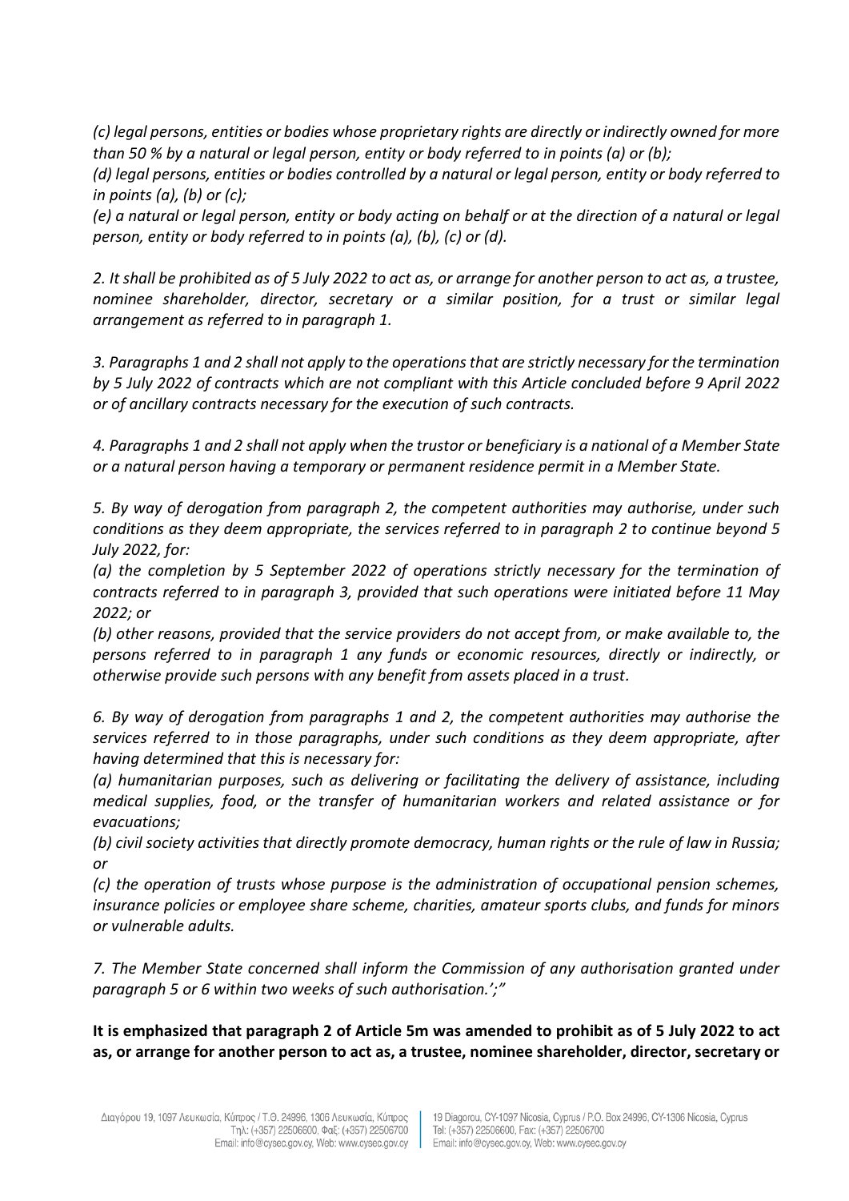*(c) legal persons, entities or bodies whose proprietary rights are directly or indirectly owned for more than 50 % by a natural or legal person, entity or body referred to in points (a) or (b);*
*(d) legal persons, entities or bodies controlled by a natural or legal person, entity or body referred to in points (a), (b) or (c);*
*(e) a natural or legal person, entity or body acting on behalf or at the direction of a natural or legal person, entity or body referred to in points (a), (b), (c) or (d).*

*2. It shall be prohibited as of 5 July 2022 to act as, or arrange for another person to act as, a trustee, nominee shareholder, director, secretary or a similar position, for a trust or similar legal arrangement as referred to in paragraph 1.*

*3. Paragraphs 1 and 2 shall not apply to the operations that are strictly necessary for the termination by 5 July 2022 of contracts which are not compliant with this Article concluded before 9 April 2022 or of ancillary contracts necessary for the execution of such contracts.*

*4. Paragraphs 1 and 2 shall not apply when the trustor or beneficiary is a national of a Member State or a natural person having a temporary or permanent residence permit in a Member State.*

*5. By way of derogation from paragraph 2, the competent authorities may authorise, under such conditions as they deem appropriate, the services referred to in paragraph 2 to continue beyond 5 July 2022, for:*
*(a) the completion by 5 September 2022 of operations strictly necessary for the termination of contracts referred to in paragraph 3, provided that such operations were initiated before 11 May 2022; or*
*(b) other reasons, provided that the service providers do not accept from, or make available to, the persons referred to in paragraph 1 any funds or economic resources, directly or indirectly, or otherwise provide such persons with any benefit from assets placed in a trust.*

*6. By way of derogation from paragraphs 1 and 2, the competent authorities may authorise the services referred to in those paragraphs, under such conditions as they deem appropriate, after having determined that this is necessary for:*
*(a) humanitarian purposes, such as delivering or facilitating the delivery of assistance, including medical supplies, food, or the transfer of humanitarian workers and related assistance or for evacuations;*
*(b) civil society activities that directly promote democracy, human rights or the rule of law in Russia; or*
*(c) the operation of trusts whose purpose is the administration of occupational pension schemes, insurance policies or employee share scheme, charities, amateur sports clubs, and funds for minors or vulnerable adults.*

*7. The Member State concerned shall inform the Commission of any authorisation granted under paragraph 5 or 6 within two weeks of such authorisation.';"*

**It is emphasized that paragraph 2 of Article 5m was amended to prohibit as of 5 July 2022 to act as, or arrange for another person to act as, a trustee, nominee shareholder, director, secretary or**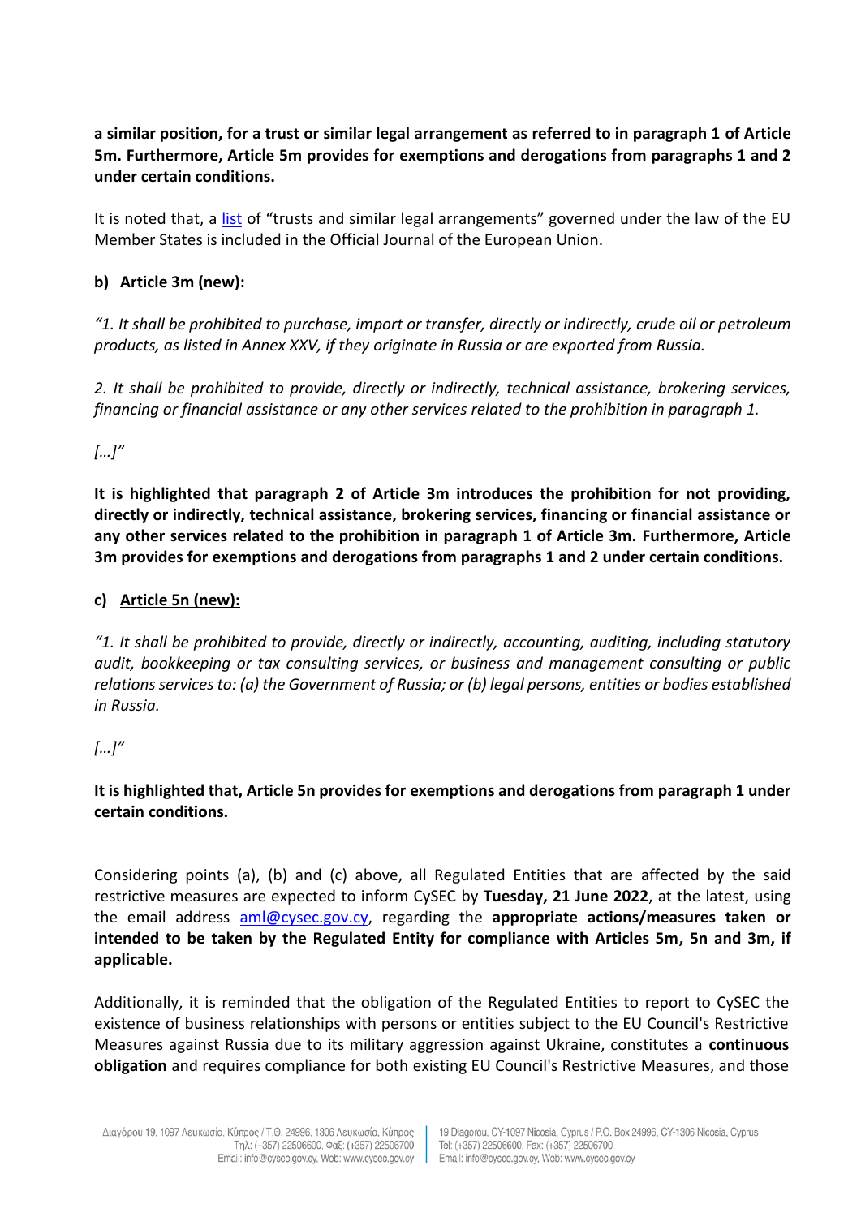**a similar position, for a trust or similar legal arrangement as referred to in paragraph 1 of Article 5m. Furthermore, Article 5m provides for exemptions and derogations from paragraphs 1 and 2 under certain conditions.**

It is noted that, a [list](#) of "trusts and similar legal arrangements" governed under the law of the EU Member States is included in the Official Journal of the European Union.

**b) <u>Article 3m (new):</u>**

*"1. It shall be prohibited to purchase, import or transfer, directly or indirectly, crude oil or petroleum products, as listed in Annex XXV, if they originate in Russia or are exported from Russia.*

*2. It shall be prohibited to provide, directly or indirectly, technical assistance, brokering services, financing or financial assistance or any other services related to the prohibition in paragraph 1.*

*[…]"*

**It is highlighted that paragraph 2 of Article 3m introduces the prohibition for not providing, directly or indirectly, technical assistance, brokering services, financing or financial assistance or any other services related to the prohibition in paragraph 1 of Article 3m. Furthermore, Article 3m provides for exemptions and derogations from paragraphs 1 and 2 under certain conditions.**

**c) <u>Article 5n (new):</u>**

*"1. It shall be prohibited to provide, directly or indirectly, accounting, auditing, including statutory audit, bookkeeping or tax consulting services, or business and management consulting or public relations services to: (a) the Government of Russia; or (b) legal persons, entities or bodies established in Russia.*

*[…]"*

**It is highlighted that, Article 5n provides for exemptions and derogations from paragraph 1 under certain conditions.**

Considering points (a), (b) and (c) above, all Regulated Entities that are affected by the said restrictive measures are expected to inform CySEC by **Tuesday, 21 June 2022**, at the latest, using the email address aml@cysec.gov.cy, regarding the **appropriate actions/measures taken or intended to be taken by the Regulated Entity for compliance with Articles 5m, 5n and 3m, if applicable.**

Additionally, it is reminded that the obligation of the Regulated Entities to report to CySEC the existence of business relationships with persons or entities subject to the EU Council's Restrictive Measures against Russia due to its military aggression against Ukraine, constitutes a **continuous obligation** and requires compliance for both existing EU Council's Restrictive Measures, and those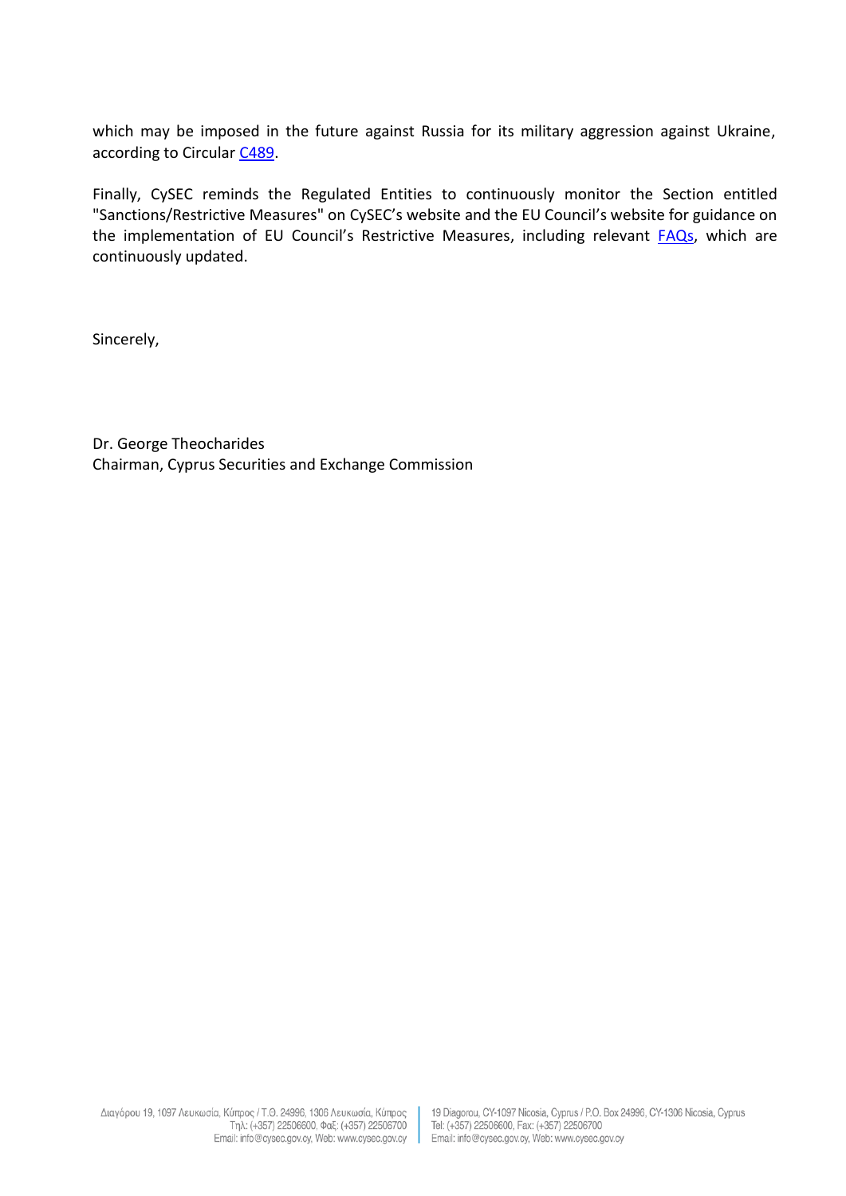which may be imposed in the future against Russia for its military aggression against Ukraine, according to Circular [C489](C489).

Finally, CySEC reminds the Regulated Entities to continuously monitor the Section entitled "Sanctions/Restrictive Measures" on CySEC's website and the EU Council's website for guidance on the implementation of EU Council's Restrictive Measures, including relevant [FAQs](FAQs), which are continuously updated.

Sincerely,

Dr. George Theocharides
Chairman, Cyprus Securities and Exchange Commission